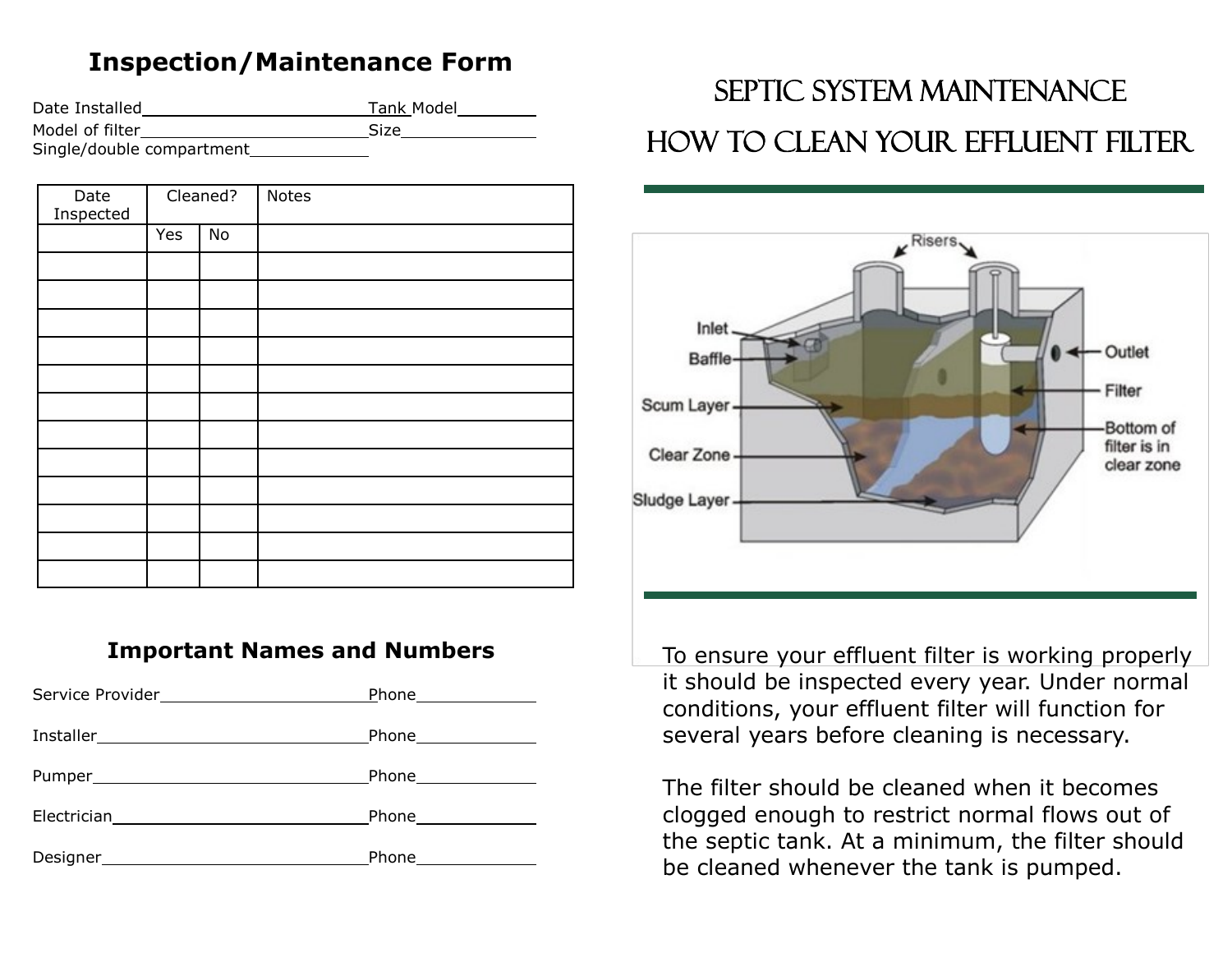## Inspection/Maintenance Form

Date Installed\_\_\_\_\_\_\_\_\_\_\_\_\_\_\_\_\_\_\_\_\_\_\_\_ Tank Model\_\_\_\_\_\_\_\_\_

Model of filter\_\_\_\_\_\_\_\_\_\_\_\_\_\_\_\_\_\_\_\_\_\_\_\_ Size\_\_\_\_\_\_\_\_\_\_\_\_\_\_\_

Single/double compartment\_\_\_\_\_\_\_\_\_\_\_\_\_

| Date Inspected | Cleaned? | | Notes |
|---|---|---|---|
| | Yes | No | |
| | | | |
| | | | |
| | | | |
| | | | |
| | | | |
| | | | |
| | | | |
| | | | |
| | | | |
| | | | |
| | | | |
| | | | |

## Important Names and Numbers

Service Provider\_\_\_\_\_\_\_\_\_\_\_\_\_\_\_\_\_\_\_\_\_\_\_\_ Phone\_\_\_\_\_\_\_\_\_\_\_\_\_\_

Installer\_\_\_\_\_\_\_\_\_\_\_\_\_\_\_\_\_\_\_\_\_\_\_\_\_\_\_\_\_ Phone\_\_\_\_\_\_\_\_\_\_\_\_\_\_

Pumper\_\_\_\_\_\_\_\_\_\_\_\_\_\_\_\_\_\_\_\_\_\_\_\_\_\_\_\_\_\_ Phone\_\_\_\_\_\_\_\_\_\_\_\_\_\_

Electrician\_\_\_\_\_\_\_\_\_\_\_\_\_\_\_\_\_\_\_\_\_\_\_\_\_\_\_ Phone\_\_\_\_\_\_\_\_\_\_\_\_\_\_

Designer\_\_\_\_\_\_\_\_\_\_\_\_\_\_\_\_\_\_\_\_\_\_\_\_\_\_\_\_ Phone\_\_\_\_\_\_\_\_\_\_\_\_\_\_

# Septic System Maintenance

# How to Clean Your Effluent Filter

Risers

Inlet

Baffle

Scum Layer

Clear Zone

Sludge Layer

Outlet

Filter

Bottom of filter is in clear zone

To ensure your effluent filter is working properly it should be inspected every year. Under normal conditions, your effluent filter will function for several years before cleaning is necessary.

The filter should be cleaned when it becomes clogged enough to restrict normal flows out of the septic tank. At a minimum, the filter should be cleaned whenever the tank is pumped.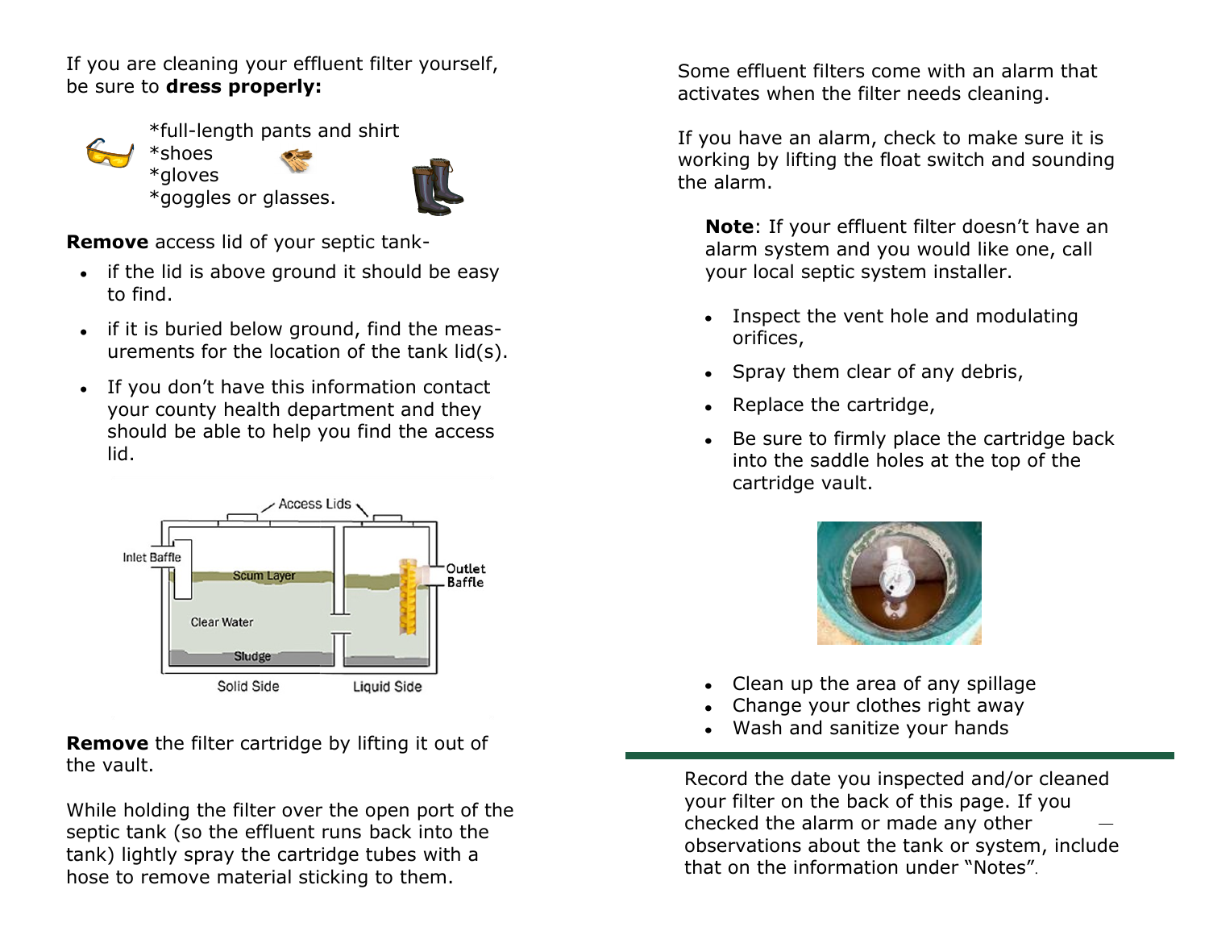If you are cleaning your effluent filter yourself, be sure to **dress properly:**

*full-length pants and shirt
*shoes
*gloves
*goggles or glasses.

**Remove** access lid of your septic tank-

- if the lid is above ground it should be easy to find.
- if it is buried below ground, find the measurements for the location of the tank lid(s).
- If you don't have this information contact your county health department and they should be able to help you find the access lid.

Access Lids
Inlet Baffle
Scum Layer
Clear Water
Sludge
Outlet Baffle
Solid Side
Liquid Side

**Remove** the filter cartridge by lifting it out of the vault.

While holding the filter over the open port of the septic tank (so the effluent runs back into the tank) lightly spray the cartridge tubes with a hose to remove material sticking to them.

Some effluent filters come with an alarm that activates when the filter needs cleaning.

If you have an alarm, check to make sure it is working by lifting the float switch and sounding the alarm.

**Note**: If your effluent filter doesn't have an alarm system and you would like one, call your local septic system installer.

- Inspect the vent hole and modulating orifices,
- Spray them clear of any debris,
- Replace the cartridge,
- Be sure to firmly place the cartridge back into the saddle holes at the top of the cartridge vault.

- Clean up the area of any spillage
- Change your clothes right away
- Wash and sanitize your hands

---

Record the date you inspected and/or cleaned your filter on the back of this page. If you checked the alarm or made any other observations about the tank or system, include that on the information under "Notes".